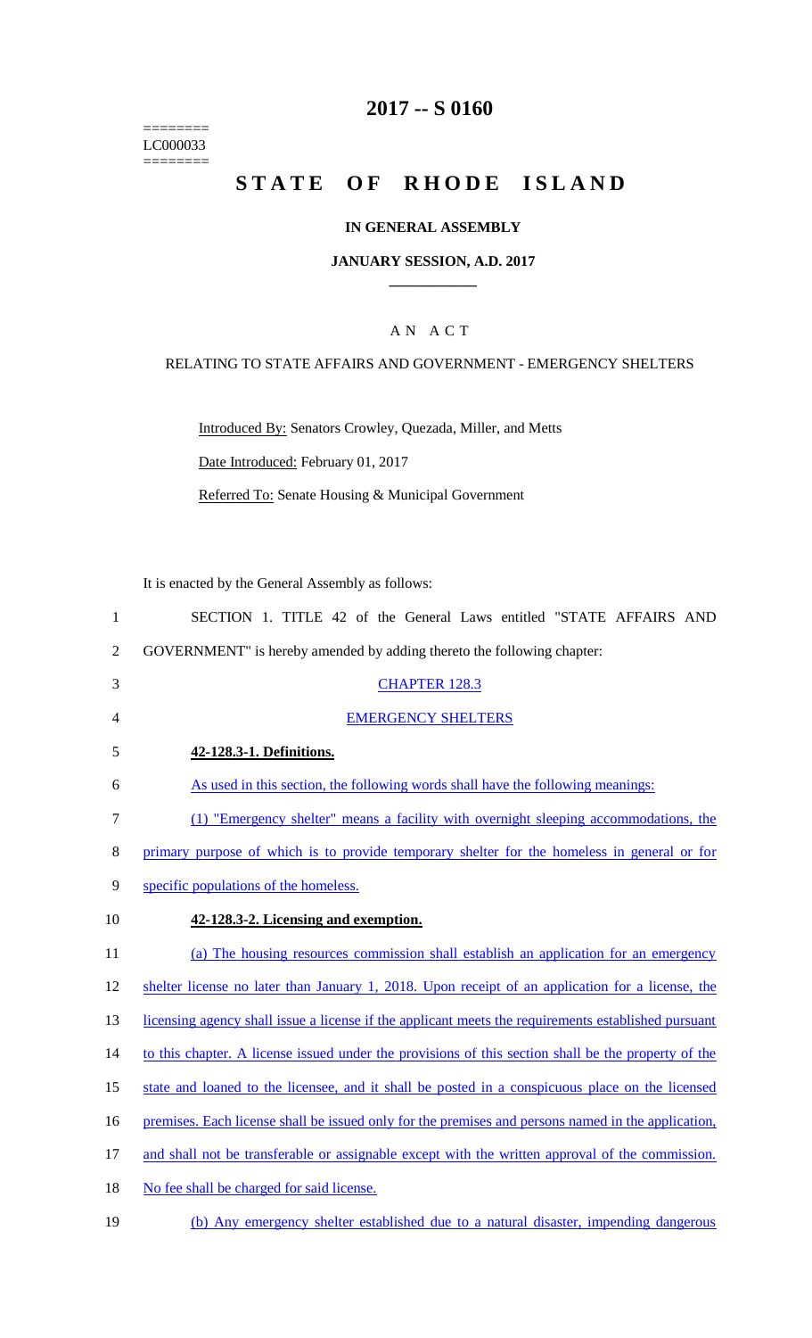========
LC000033
========

# 2017 -- S 0160

# STATE OF RHODE ISLAND

## IN GENERAL ASSEMBLY

### JANUARY SESSION, A.D. 2017

A N A C T

RELATING TO STATE AFFAIRS AND GOVERNMENT - EMERGENCY SHELTERS

Introduced By: Senators Crowley, Quezada, Miller, and Metts

Date Introduced: February 01, 2017

Referred To: Senate Housing & Municipal Government

It is enacted by the General Assembly as follows:

1 SECTION 1. TITLE 42 of the General Laws entitled "STATE AFFAIRS AND
2 GOVERNMENT" is hereby amended by adding thereto the following chapter:

3 CHAPTER 128.3

4 EMERGENCY SHELTERS

5 **42-128.3-1. Definitions.**

6 As used in this section, the following words shall have the following meanings:

7 (1) "Emergency shelter" means a facility with overnight sleeping accommodations, the
8 primary purpose of which is to provide temporary shelter for the homeless in general or for
9 specific populations of the homeless.

10 **42-128.3-2. Licensing and exemption.**

11 (a) The housing resources commission shall establish an application for an emergency
12 shelter license no later than January 1, 2018. Upon receipt of an application for a license, the
13 licensing agency shall issue a license if the applicant meets the requirements established pursuant
14 to this chapter. A license issued under the provisions of this section shall be the property of the
15 state and loaned to the licensee, and it shall be posted in a conspicuous place on the licensed
16 premises. Each license shall be issued only for the premises and persons named in the application,
17 and shall not be transferable or assignable except with the written approval of the commission.
18 No fee shall be charged for said license.

19 (b) Any emergency shelter established due to a natural disaster, impending dangerous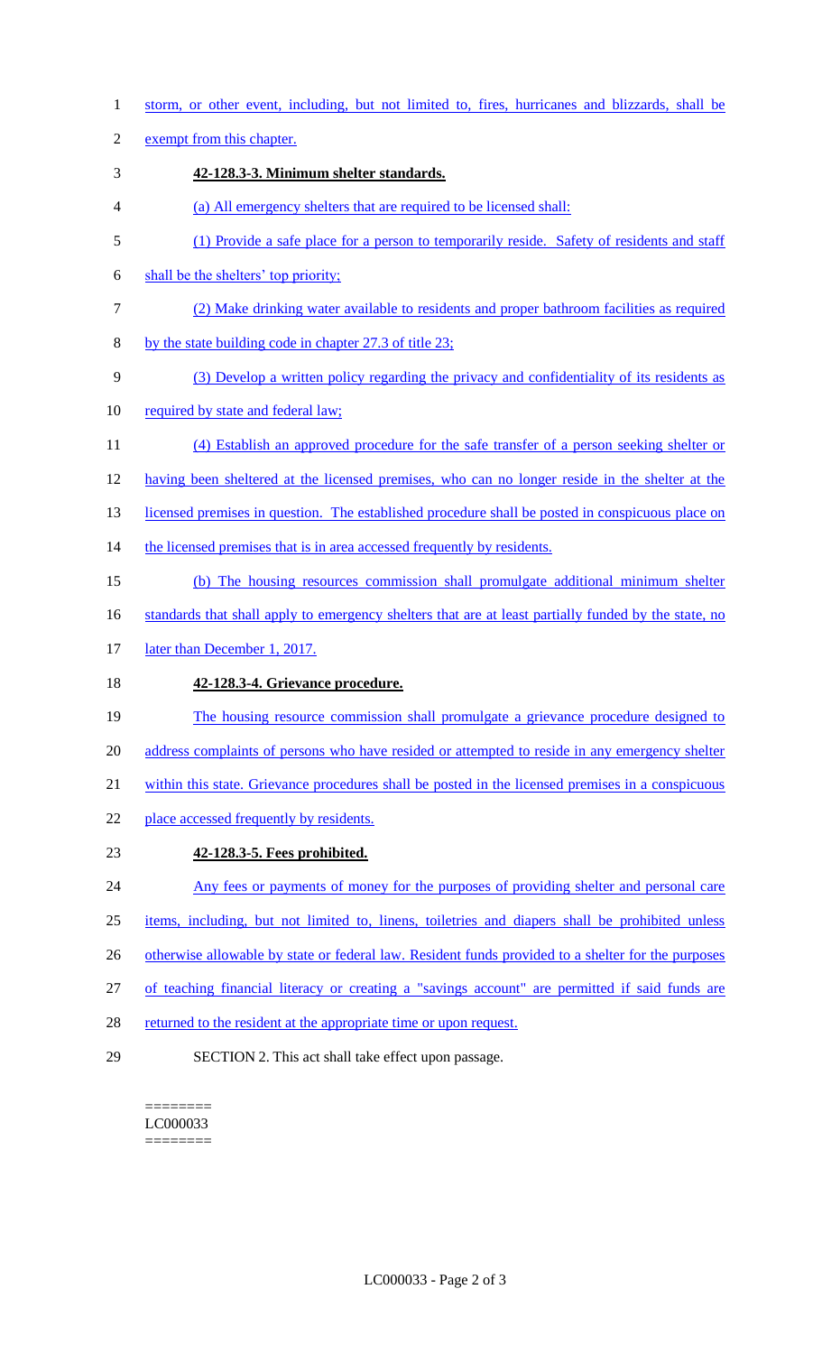storm, or other event, including, but not limited to, fires, hurricanes and blizzards, shall be exempt from this chapter.

**42-128.3-3. Minimum shelter standards.**

(a) All emergency shelters that are required to be licensed shall:

(1) Provide a safe place for a person to temporarily reside. Safety of residents and staff shall be the shelters' top priority;

(2) Make drinking water available to residents and proper bathroom facilities as required by the state building code in chapter 27.3 of title 23;

(3) Develop a written policy regarding the privacy and confidentiality of its residents as required by state and federal law;

(4) Establish an approved procedure for the safe transfer of a person seeking shelter or having been sheltered at the licensed premises, who can no longer reside in the shelter at the licensed premises in question. The established procedure shall be posted in conspicuous place on the licensed premises that is in area accessed frequently by residents.

(b) The housing resources commission shall promulgate additional minimum shelter standards that shall apply to emergency shelters that are at least partially funded by the state, no later than December 1, 2017.

**42-128.3-4. Grievance procedure.**

The housing resource commission shall promulgate a grievance procedure designed to address complaints of persons who have resided or attempted to reside in any emergency shelter within this state. Grievance procedures shall be posted in the licensed premises in a conspicuous place accessed frequently by residents.

**42-128.3-5. Fees prohibited.**

Any fees or payments of money for the purposes of providing shelter and personal care items, including, but not limited to, linens, toiletries and diapers shall be prohibited unless otherwise allowable by state or federal law. Resident funds provided to a shelter for the purposes of teaching financial literacy or creating a "savings account" are permitted if said funds are returned to the resident at the appropriate time or upon request.

SECTION 2. This act shall take effect upon passage.

========
LC000033
========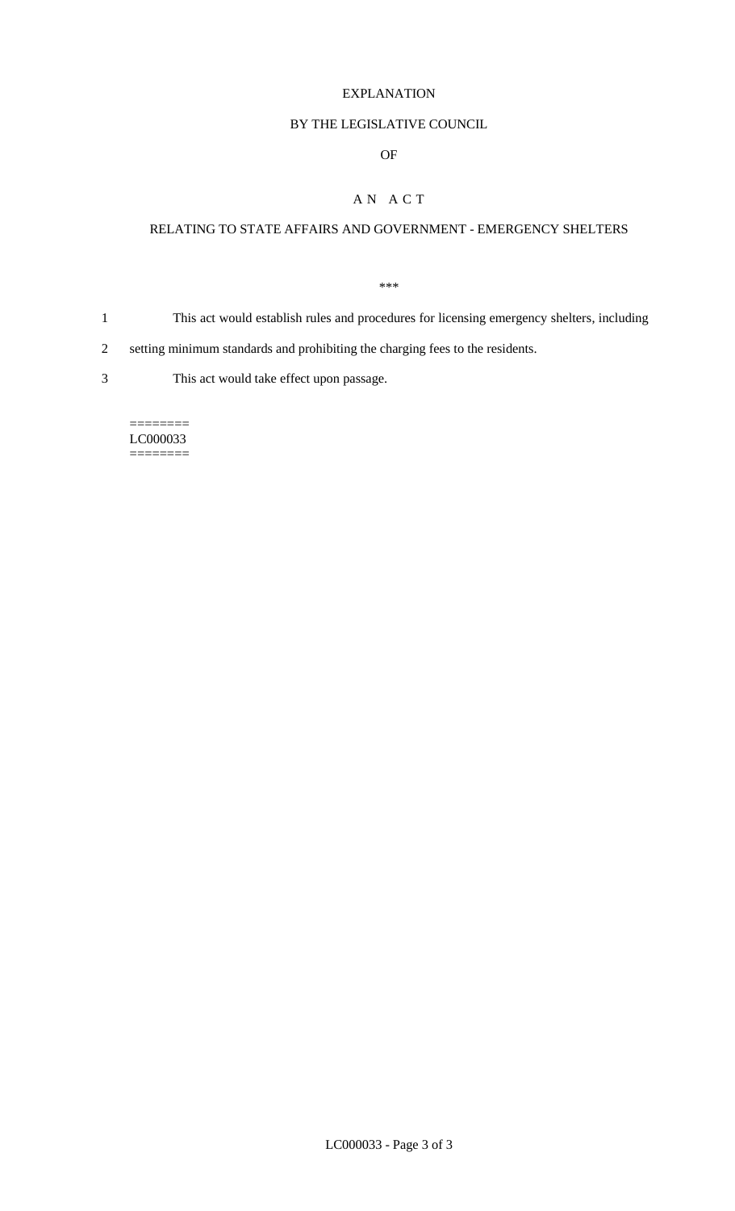EXPLANATION

BY THE LEGISLATIVE COUNCIL

OF

A N A C T

RELATING TO STATE AFFAIRS AND GOVERNMENT - EMERGENCY SHELTERS

\*\*\*

1 This act would establish rules and procedures for licensing emergency shelters, including

2 setting minimum standards and prohibiting the charging fees to the residents.

3 This act would take effect upon passage.

========
LC000033
========